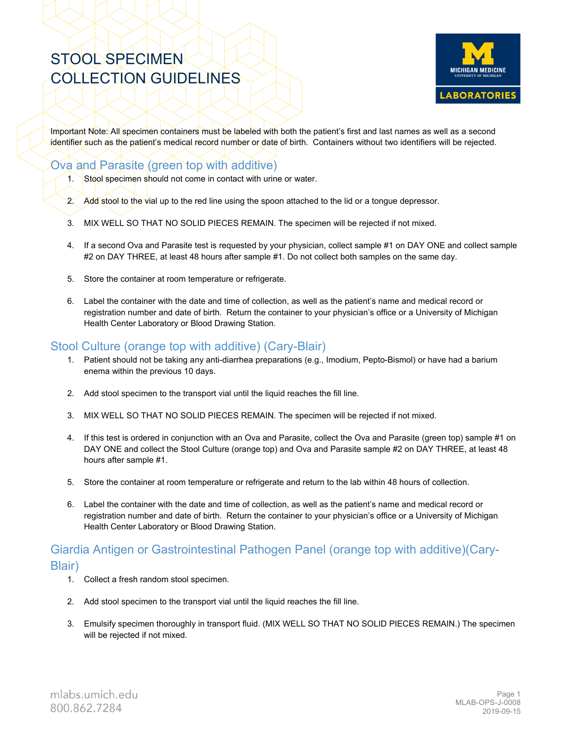# STOOL SPECIMEN COLLECTION GUIDELINES

Important Note: All specimen containers must be labeled with both the patient's first and last names as well as a second identifier such as the patient's medical record number or date of birth. Containers without two identifiers will be rejected.

## Ova and Parasite (green top with additive)

1. Stool specimen should not come in contact with urine or water.
2. Add stool to the vial up to the red line using the spoon attached to the lid or a tongue depressor.
3. MIX WELL SO THAT NO SOLID PIECES REMAIN. The specimen will be rejected if not mixed.
4. If a second Ova and Parasite test is requested by your physician, collect sample #1 on DAY ONE and collect sample #2 on DAY THREE, at least 48 hours after sample #1. Do not collect both samples on the same day.
5. Store the container at room temperature or refrigerate.
6. Label the container with the date and time of collection, as well as the patient's name and medical record or registration number and date of birth. Return the container to your physician's office or a University of Michigan Health Center Laboratory or Blood Drawing Station.

## Stool Culture (orange top with additive) (Cary-Blair)

1. Patient should not be taking any anti-diarrhea preparations (e.g., Imodium, Pepto-Bismol) or have had a barium enema within the previous 10 days.
2. Add stool specimen to the transport vial until the liquid reaches the fill line.
3. MIX WELL SO THAT NO SOLID PIECES REMAIN. The specimen will be rejected if not mixed.
4. If this test is ordered in conjunction with an Ova and Parasite, collect the Ova and Parasite (green top) sample #1 on DAY ONE and collect the Stool Culture (orange top) and Ova and Parasite sample #2 on DAY THREE, at least 48 hours after sample #1.
5. Store the container at room temperature or refrigerate and return to the lab within 48 hours of collection.
6. Label the container with the date and time of collection, as well as the patient's name and medical record or registration number and date of birth. Return the container to your physician's office or a University of Michigan Health Center Laboratory or Blood Drawing Station.

## Giardia Antigen or Gastrointestinal Pathogen Panel (orange top with additive)(Cary-Blair)

1. Collect a fresh random stool specimen.
2. Add stool specimen to the transport vial until the liquid reaches the fill line.
3. Emulsify specimen thoroughly in transport fluid. (MIX WELL SO THAT NO SOLID PIECES REMAIN.) The specimen will be rejected if not mixed.

mlabs.umich.edu
800.862.7284

MLAB-OPS-J-0008
2019-09-15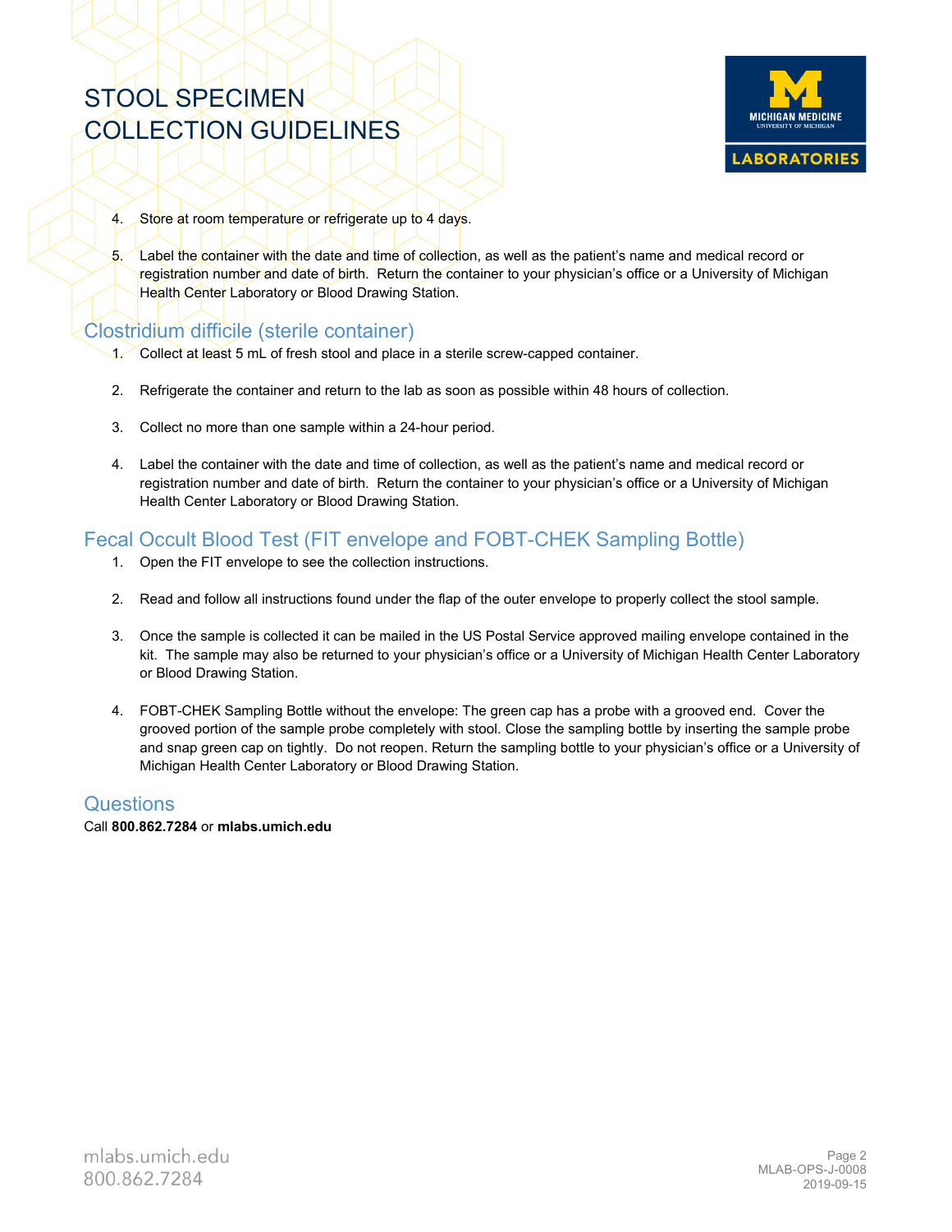# STOOL SPECIMEN COLLECTION GUIDELINES

4. Store at room temperature or refrigerate up to 4 days.

5. Label the container with the date and time of collection, as well as the patient's name and medical record or registration number and date of birth. Return the container to your physician's office or a University of Michigan Health Center Laboratory or Blood Drawing Station.

## Clostridium difficile (sterile container)

1. Collect at least 5 mL of fresh stool and place in a sterile screw-capped container.

2. Refrigerate the container and return to the lab as soon as possible within 48 hours of collection.

3. Collect no more than one sample within a 24-hour period.

4. Label the container with the date and time of collection, as well as the patient's name and medical record or registration number and date of birth. Return the container to your physician's office or a University of Michigan Health Center Laboratory or Blood Drawing Station.

## Fecal Occult Blood Test (FIT envelope and FOBT-CHEK Sampling Bottle)

1. Open the FIT envelope to see the collection instructions.

2. Read and follow all instructions found under the flap of the outer envelope to properly collect the stool sample.

3. Once the sample is collected it can be mailed in the US Postal Service approved mailing envelope contained in the kit. The sample may also be returned to your physician's office or a University of Michigan Health Center Laboratory or Blood Drawing Station.

4. FOBT-CHEK Sampling Bottle without the envelope: The green cap has a probe with a grooved end. Cover the grooved portion of the sample probe completely with stool. Close the sampling bottle by inserting the sample probe and snap green cap on tightly. Do not reopen. Return the sampling bottle to your physician's office or a University of Michigan Health Center Laboratory or Blood Drawing Station.

## Questions

Call **800.862.7284** or **mlabs.umich.edu**